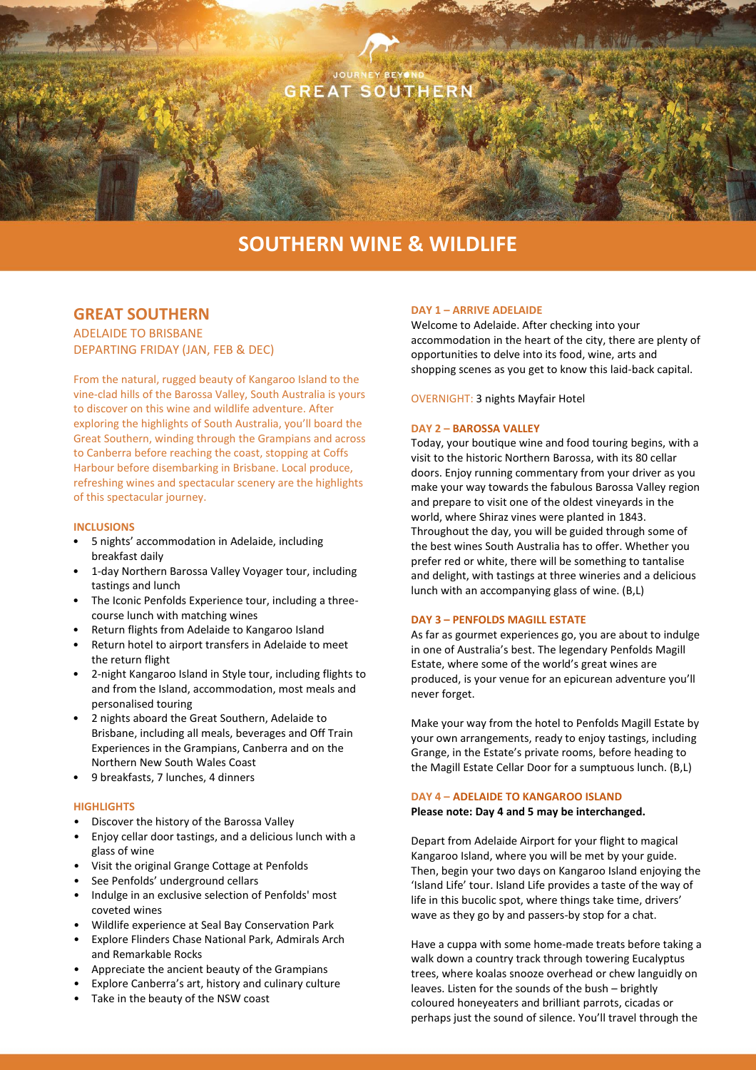JOURNEY BEYOND
GREAT SOUTHERN

# SOUTHERN WINE & WILDLIFE

## GREAT SOUTHERN

ADELAIDE TO BRISBANE
DEPARTING FRIDAY (JAN, FEB & DEC)

From the natural, rugged beauty of Kangaroo Island to the vine-clad hills of the Barossa Valley, South Australia is yours to discover on this wine and wildlife adventure. After exploring the highlights of South Australia, you'll board the Great Southern, winding through the Grampians and across to Canberra before reaching the coast, stopping at Coffs Harbour before disembarking in Brisbane. Local produce, refreshing wines and spectacular scenery are the highlights of this spectacular journey.

### INCLUSIONS

- 5 nights' accommodation in Adelaide, including breakfast daily
- 1-day Northern Barossa Valley Voyager tour, including tastings and lunch
- The Iconic Penfolds Experience tour, including a three-course lunch with matching wines
- Return flights from Adelaide to Kangaroo Island
- Return hotel to airport transfers in Adelaide to meet the return flight
- 2-night Kangaroo Island in Style tour, including flights to and from the Island, accommodation, most meals and personalised touring
- 2 nights aboard the Great Southern, Adelaide to Brisbane, including all meals, beverages and Off Train Experiences in the Grampians, Canberra and on the Northern New South Wales Coast
- 9 breakfasts, 7 lunches, 4 dinners

### HIGHLIGHTS

- Discover the history of the Barossa Valley
- Enjoy cellar door tastings, and a delicious lunch with a glass of wine
- Visit the original Grange Cottage at Penfolds
- See Penfolds' underground cellars
- Indulge in an exclusive selection of Penfolds' most coveted wines
- Wildlife experience at Seal Bay Conservation Park
- Explore Flinders Chase National Park, Admirals Arch and Remarkable Rocks
- Appreciate the ancient beauty of the Grampians
- Explore Canberra's art, history and culinary culture
- Take in the beauty of the NSW coast

### DAY 1 – ARRIVE ADELAIDE

Welcome to Adelaide. After checking into your accommodation in the heart of the city, there are plenty of opportunities to delve into its food, wine, arts and shopping scenes as you get to know this laid-back capital.

OVERNIGHT: 3 nights Mayfair Hotel

### DAY 2 – BAROSSA VALLEY

Today, your boutique wine and food touring begins, with a visit to the historic Northern Barossa, with its 80 cellar doors. Enjoy running commentary from your driver as you make your way towards the fabulous Barossa Valley region and prepare to visit one of the oldest vineyards in the world, where Shiraz vines were planted in 1843. Throughout the day, you will be guided through some of the best wines South Australia has to offer. Whether you prefer red or white, there will be something to tantalise and delight, with tastings at three wineries and a delicious lunch with an accompanying glass of wine. (B,L)

### DAY 3 – PENFOLDS MAGILL ESTATE

As far as gourmet experiences go, you are about to indulge in one of Australia's best. The legendary Penfolds Magill Estate, where some of the world's great wines are produced, is your venue for an epicurean adventure you'll never forget.

Make your way from the hotel to Penfolds Magill Estate by your own arrangements, ready to enjoy tastings, including Grange, in the Estate's private rooms, before heading to the Magill Estate Cellar Door for a sumptuous lunch. (B,L)

### DAY 4 – ADELAIDE TO KANGAROO ISLAND

**Please note: Day 4 and 5 may be interchanged.**

Depart from Adelaide Airport for your flight to magical Kangaroo Island, where you will be met by your guide. Then, begin your two days on Kangaroo Island enjoying the 'Island Life' tour. Island Life provides a taste of the way of life in this bucolic spot, where things take time, drivers' wave as they go by and passers-by stop for a chat.

Have a cuppa with some home-made treats before taking a walk down a country track through towering Eucalyptus trees, where koalas snooze overhead or chew languidly on leaves. Listen for the sounds of the bush – brightly coloured honeyeaters and brilliant parrots, cicadas or perhaps just the sound of silence. You'll travel through the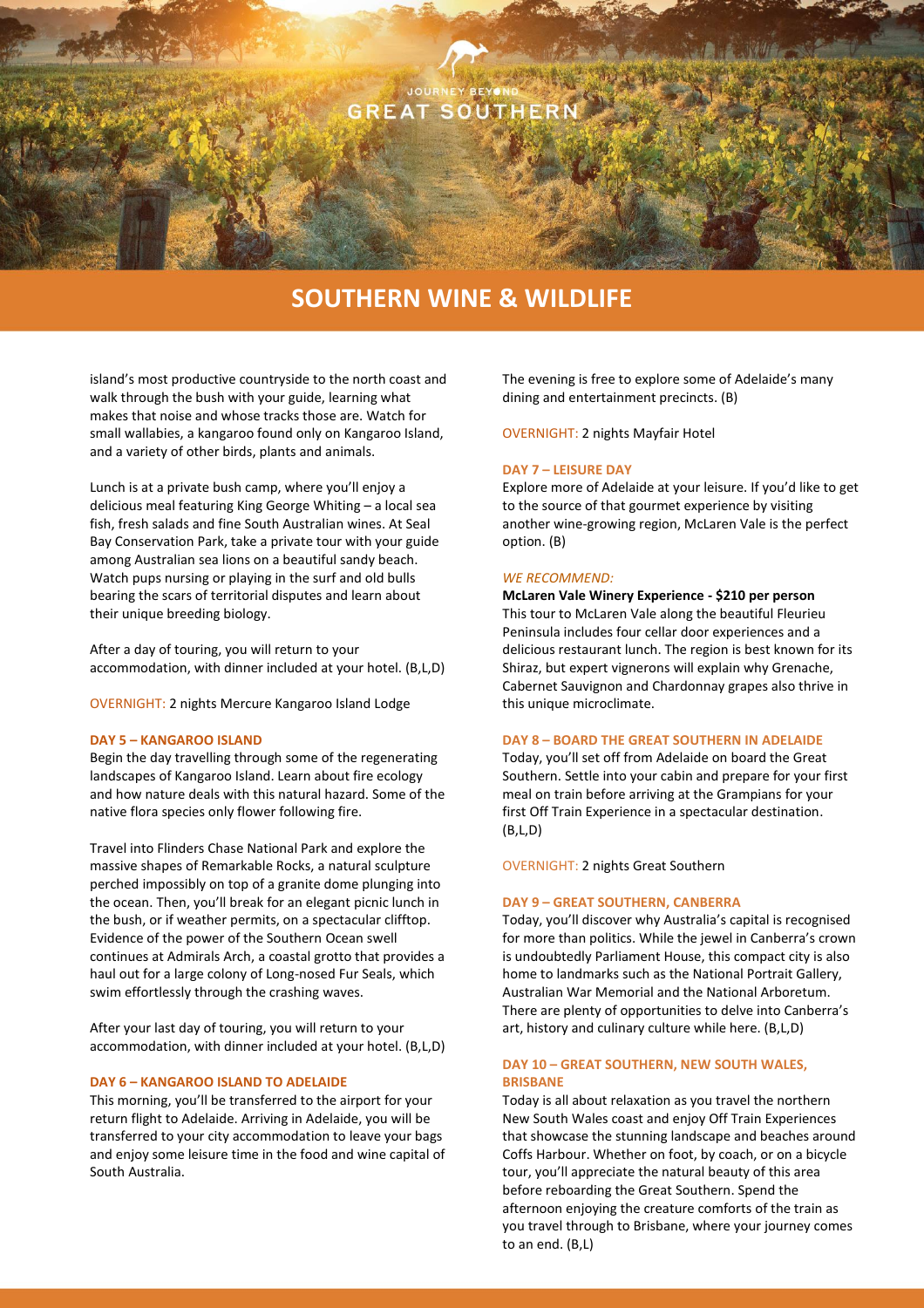JOURNEY BEYOND
GREAT SOUTHERN

# SOUTHERN WINE & WILDLIFE

island's most productive countryside to the north coast and walk through the bush with your guide, learning what makes that noise and whose tracks those are. Watch for small wallabies, a kangaroo found only on Kangaroo Island, and a variety of other birds, plants and animals.

Lunch is at a private bush camp, where you'll enjoy a delicious meal featuring King George Whiting – a local sea fish, fresh salads and fine South Australian wines. At Seal Bay Conservation Park, take a private tour with your guide among Australian sea lions on a beautiful sandy beach. Watch pups nursing or playing in the surf and old bulls bearing the scars of territorial disputes and learn about their unique breeding biology.

After a day of touring, you will return to your accommodation, with dinner included at your hotel. (B,L,D)

OVERNIGHT: 2 nights Mercure Kangaroo Island Lodge

### DAY 5 – KANGAROO ISLAND

Begin the day travelling through some of the regenerating landscapes of Kangaroo Island. Learn about fire ecology and how nature deals with this natural hazard. Some of the native flora species only flower following fire.

Travel into Flinders Chase National Park and explore the massive shapes of Remarkable Rocks, a natural sculpture perched impossibly on top of a granite dome plunging into the ocean. Then, you'll break for an elegant picnic lunch in the bush, or if weather permits, on a spectacular clifftop. Evidence of the power of the Southern Ocean swell continues at Admirals Arch, a coastal grotto that provides a haul out for a large colony of Long-nosed Fur Seals, which swim effortlessly through the crashing waves.

After your last day of touring, you will return to your accommodation, with dinner included at your hotel. (B,L,D)

### DAY 6 – KANGAROO ISLAND TO ADELAIDE

This morning, you'll be transferred to the airport for your return flight to Adelaide. Arriving in Adelaide, you will be transferred to your city accommodation to leave your bags and enjoy some leisure time in the food and wine capital of South Australia.

The evening is free to explore some of Adelaide's many dining and entertainment precincts. (B)

OVERNIGHT: 2 nights Mayfair Hotel

### DAY 7 – LEISURE DAY

Explore more of Adelaide at your leisure. If you'd like to get to the source of that gourmet experience by visiting another wine-growing region, McLaren Vale is the perfect option. (B)

*WE RECOMMEND:*

**McLaren Vale Winery Experience - $210 per person**
This tour to McLaren Vale along the beautiful Fleurieu Peninsula includes four cellar door experiences and a delicious restaurant lunch. The region is best known for its Shiraz, but expert vignerons will explain why Grenache, Cabernet Sauvignon and Chardonnay grapes also thrive in this unique microclimate.

### DAY 8 – BOARD THE GREAT SOUTHERN IN ADELAIDE

Today, you'll set off from Adelaide on board the Great Southern. Settle into your cabin and prepare for your first meal on train before arriving at the Grampians for your first Off Train Experience in a spectacular destination. (B,L,D)

OVERNIGHT: 2 nights Great Southern

### DAY 9 – GREAT SOUTHERN, CANBERRA

Today, you'll discover why Australia's capital is recognised for more than politics. While the jewel in Canberra's crown is undoubtedly Parliament House, this compact city is also home to landmarks such as the National Portrait Gallery, Australian War Memorial and the National Arboretum. There are plenty of opportunities to delve into Canberra's art, history and culinary culture while here. (B,L,D)

### DAY 10 – GREAT SOUTHERN, NEW SOUTH WALES, BRISBANE

Today is all about relaxation as you travel the northern New South Wales coast and enjoy Off Train Experiences that showcase the stunning landscape and beaches around Coffs Harbour. Whether on foot, by coach, or on a bicycle tour, you'll appreciate the natural beauty of this area before reboarding the Great Southern. Spend the afternoon enjoying the creature comforts of the train as you travel through to Brisbane, where your journey comes to an end. (B,L)